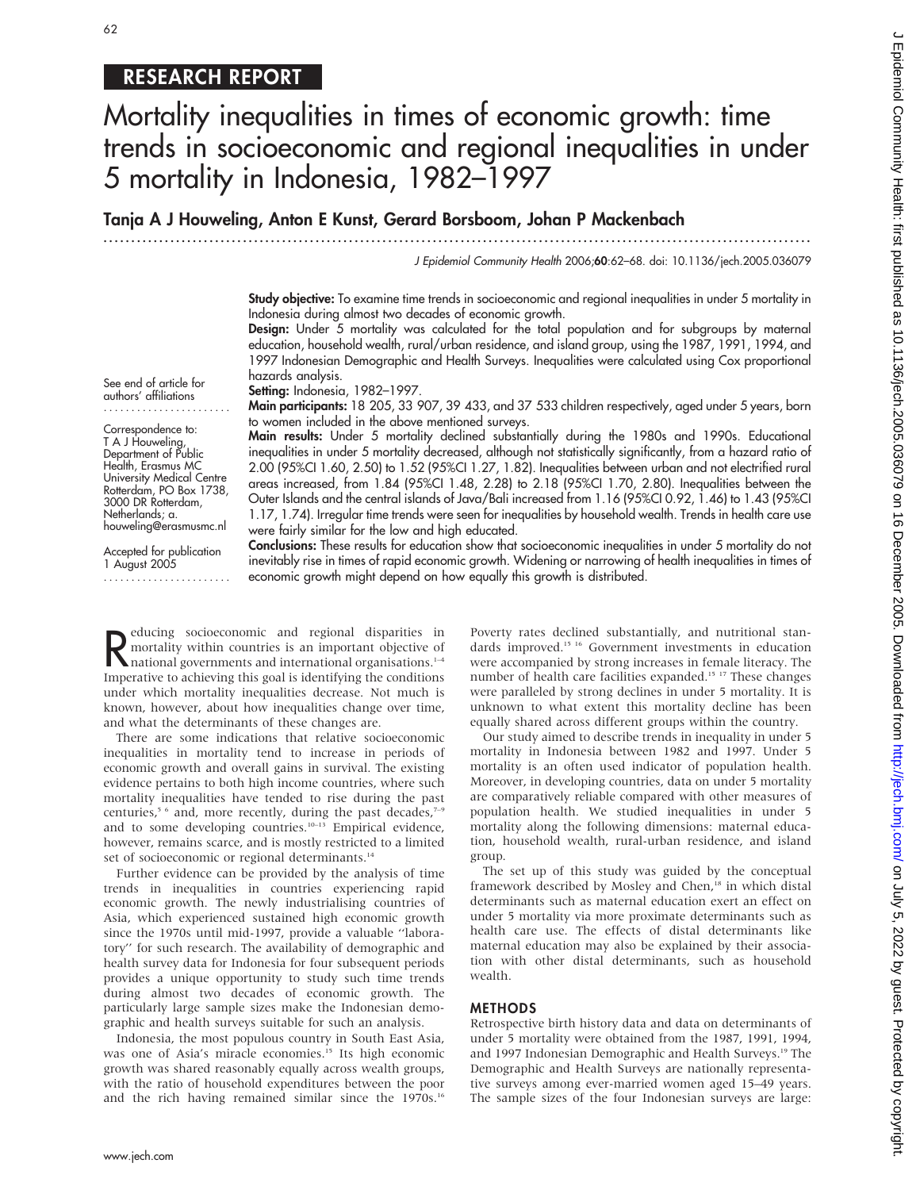RESEARCH REPORT

# Mortality inequalities in times of economic growth: time trends in socioeconomic and regional inequalities in under 5 mortality in Indonesia, 1982–1997

**Tanja A J Houweling, Anton E Kunst, Gerard Borsboom, Johan P Mackenbach**

*J Epidemiol Community Health* 2006;**60**:62–68. doi: 10.1136/jech.2005.036079

See end of article for authors' affiliations

Correspondence to: T A J Houweling, Department of Public Health, Erasmus MC University Medical Centre Rotterdam, PO Box 1738, 3000 DR Rotterdam, Netherlands; a.houweling@erasmusmc.nl

Accepted for publication 1 August 2005

**Study objective:** To examine time trends in socioeconomic and regional inequalities in under 5 mortality in Indonesia during almost two decades of economic growth.

**Design:** Under 5 mortality was calculated for the total population and for subgroups by maternal education, household wealth, rural/urban residence, and island group, using the 1987, 1991, 1994, and 1997 Indonesian Demographic and Health Surveys. Inequalities were calculated using Cox proportional hazards analysis.

**Setting:** Indonesia, 1982–1997.

**Main participants:** 18 205, 33 907, 39 433, and 37 533 children respectively, aged under 5 years, born to women included in the above mentioned surveys.

**Main results:** Under 5 mortality declined substantially during the 1980s and 1990s. Educational inequalities in under 5 mortality decreased, although not statistically significantly, from a hazard ratio of 2.00 (95%CI 1.60, 2.50) to 1.52 (95%CI 1.27, 1.82). Inequalities between urban and not electrified rural areas increased, from 1.84 (95%CI 1.48, 2.28) to 2.18 (95%CI 1.70, 2.80). Inequalities between the Outer Islands and the central islands of Java/Bali increased from 1.16 (95%CI 0.92, 1.46) to 1.43 (95%CI 1.17, 1.74). Irregular time trends were seen for inequalities by household wealth. Trends in health care use were fairly similar for the low and high educated.

**Conclusions:** These results for education show that socioeconomic inequalities in under 5 mortality do not inevitably rise in times of rapid economic growth. Widening or narrowing of health inequalities in times of economic growth might depend on how equally this growth is distributed.

Reducing socioeconomic and regional disparities in mortality within countries is an important objective of national governments and international organisations.[1–4] Imperative to achieving this goal is identifying the conditions under which mortality inequalities decrease. Not much is known, however, about how inequalities change over time, and what the determinants of these changes are.

There are some indications that relative socioeconomic inequalities in mortality tend to increase in periods of economic growth and overall gains in survival. The existing evidence pertains to both high income countries, where such mortality inequalities have tended to rise during the past centuries,[5 6] and, more recently, during the past decades,[7–9] and to some developing countries.[10–13] Empirical evidence, however, remains scarce, and is mostly restricted to a limited set of socioeconomic or regional determinants.[14]

Further evidence can be provided by the analysis of time trends in inequalities in countries experiencing rapid economic growth. The newly industrialising countries of Asia, which experienced sustained high economic growth since the 1970s until mid-1997, provide a valuable "laboratory" for such research. The availability of demographic and health survey data for Indonesia for four subsequent periods provides a unique opportunity to study such time trends during almost two decades of economic growth. The particularly large sample sizes make the Indonesian demographic and health surveys suitable for such an analysis.

Indonesia, the most populous country in South East Asia, was one of Asia's miracle economies.[15] Its high economic growth was shared reasonably equally across wealth groups, with the ratio of household expenditures between the poor and the rich having remained similar since the 1970s.[16] Poverty rates declined substantially, and nutritional standards improved.[15 16] Government investments in education were accompanied by strong increases in female literacy. The number of health care facilities expanded.[15 17] These changes were paralleled by strong declines in under 5 mortality. It is unknown to what extent this mortality decline has been equally shared across different groups within the country.

Our study aimed to describe trends in inequality in under 5 mortality in Indonesia between 1982 and 1997. Under 5 mortality is an often used indicator of population health. Moreover, in developing countries, data on under 5 mortality are comparatively reliable compared with other measures of population health. We studied inequalities in under 5 mortality along the following dimensions: maternal education, household wealth, rural-urban residence, and island group.

The set up of this study was guided by the conceptual framework described by Mosley and Chen,[18] in which distal determinants such as maternal education exert an effect on under 5 mortality via more proximate determinants such as health care use. The effects of distal determinants like maternal education may also be explained by their association with other distal determinants, such as household wealth.

## METHODS

Retrospective birth history data and data on determinants of under 5 mortality were obtained from the 1987, 1991, 1994, and 1997 Indonesian Demographic and Health Surveys.[19] The Demographic and Health Surveys are nationally representative surveys among ever-married women aged 15–49 years. The sample sizes of the four Indonesian surveys are large: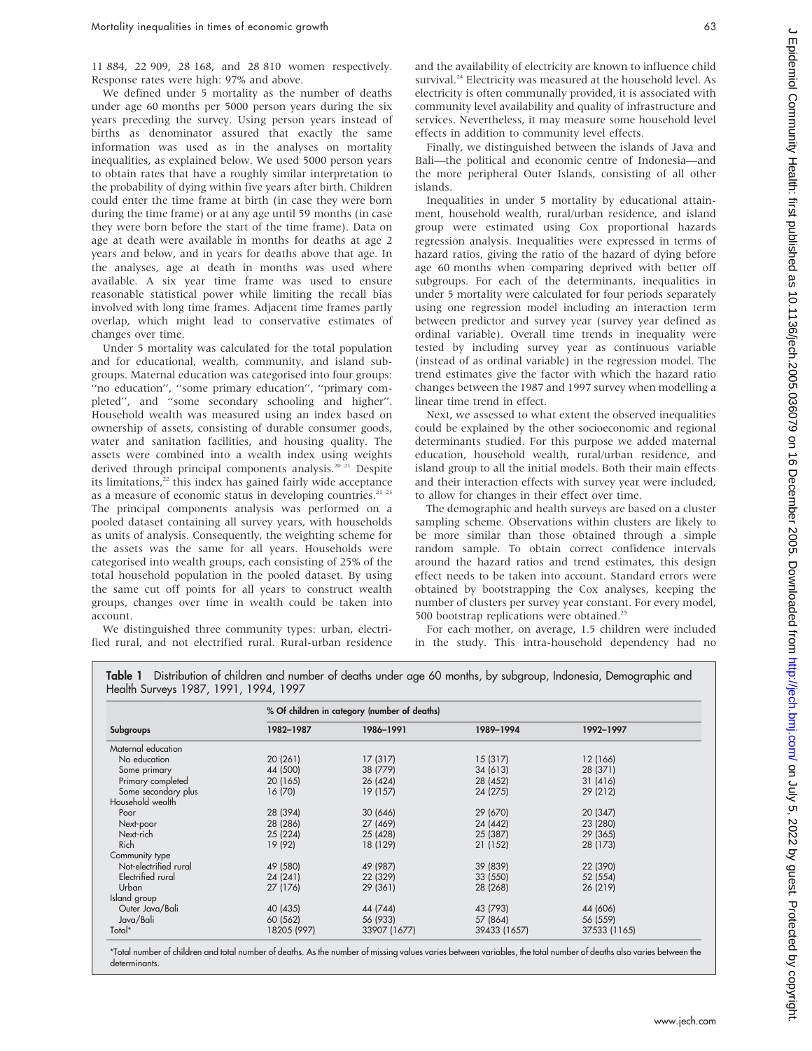11 884, 22 909, 28 168, and 28 810 women respectively. Response rates were high: 97% and above.

We defined under 5 mortality as the number of deaths under age 60 months per 5000 person years during the six years preceding the survey. Using person years instead of births as denominator assured that exactly the same information was used as in the analyses on mortality inequalities, as explained below. We used 5000 person years to obtain rates that have a roughly similar interpretation to the probability of dying within five years after birth. Children could enter the time frame at birth (in case they were born during the time frame) or at any age until 59 months (in case they were born before the start of the time frame). Data on age at death were available in months for deaths at age 2 years and below, and in years for deaths above that age. In the analyses, age at death in months was used where available. A six year time frame was used to ensure reasonable statistical power while limiting the recall bias involved with long time frames. Adjacent time frames partly overlap, which might lead to conservative estimates of changes over time.

Under 5 mortality was calculated for the total population and for educational, wealth, community, and island subgroups. Maternal education was categorised into four groups: "no education", "some primary education", "primary completed", and "some secondary schooling and higher". Household wealth was measured using an index based on ownership of assets, consisting of durable consumer goods, water and sanitation facilities, and housing quality. The assets were combined into a wealth index using weights derived through principal components analysis.[20 21] Despite its limitations,[22] this index has gained fairly wide acceptance as a measure of economic status in developing countries.[21 23] The principal components analysis was performed on a pooled dataset containing all survey years, with households as units of analysis. Consequently, the weighting scheme for the assets was the same for all years. Households were categorised into wealth groups, each consisting of 25% of the total household population in the pooled dataset. By using the same cut off points for all years to construct wealth groups, changes over time in wealth could be taken into account.

We distinguished three community types: urban, electrified rural, and not electrified rural. Rural-urban residence and the availability of electricity are known to influence child survival.[24] Electricity was measured at the household level. As electricity is often communally provided, it is associated with community level availability and quality of infrastructure and services. Nevertheless, it may measure some household level effects in addition to community level effects.

Finally, we distinguished between the islands of Java and Bali—the political and economic centre of Indonesia—and the more peripheral Outer Islands, consisting of all other islands.

Inequalities in under 5 mortality by educational attainment, household wealth, rural/urban residence, and island group were estimated using Cox proportional hazards regression analysis. Inequalities were expressed in terms of hazard ratios, giving the ratio of the hazard of dying before age 60 months when comparing deprived with better off subgroups. For each of the determinants, inequalities in under 5 mortality were calculated for four periods separately using one regression model including an interaction term between predictor and survey year (survey year defined as ordinal variable). Overall time trends in inequality were tested by including survey year as continuous variable (instead of as ordinal variable) in the regression model. The trend estimates give the factor with which the hazard ratio changes between the 1987 and 1997 survey when modelling a linear time trend in effect.

Next, we assessed to what extent the observed inequalities could be explained by the other socioeconomic and regional determinants studied. For this purpose we added maternal education, household wealth, rural/urban residence, and island group to all the initial models. Both their main effects and their interaction effects with survey year were included, to allow for changes in their effect over time.

The demographic and health surveys are based on a cluster sampling scheme. Observations within clusters are likely to be more similar than those obtained through a simple random sample. To obtain correct confidence intervals around the hazard ratios and trend estimates, this design effect needs to be taken into account. Standard errors were obtained by bootstrapping the Cox analyses, keeping the number of clusters per survey year constant. For every model, 500 bootstrap replications were obtained.[25]

For each mother, on average, 1.5 children were included in the study. This intra-household dependency had no

**Table 1** Distribution of children and number of deaths under age 60 months, by subgroup, Indonesia, Demographic and Health Surveys 1987, 1991, 1994, 1997

| Subgroups | % Of children in category (number of deaths) | | | |
|---|---|---|---|---|
| | 1982–1987 | 1986–1991 | 1989–1994 | 1992–1997 |
| Maternal education | | | | |
| No education | 20 (261) | 17 (317) | 15 (317) | 12 (166) |
| Some primary | 44 (500) | 38 (779) | 34 (613) | 28 (371) |
| Primary completed | 20 (165) | 26 (424) | 28 (452) | 31 (416) |
| Some secondary plus | 16 (70) | 19 (157) | 24 (275) | 29 (212) |
| Household wealth | | | | |
| Poor | 28 (394) | 30 (646) | 29 (670) | 20 (347) |
| Next-poor | 28 (286) | 27 (469) | 24 (442) | 23 (280) |
| Next-rich | 25 (224) | 25 (428) | 25 (387) | 29 (365) |
| Rich | 19 (92) | 18 (129) | 21 (152) | 28 (173) |
| Community type | | | | |
| Not-electrified rural | 49 (580) | 49 (987) | 39 (839) | 22 (390) |
| Electrified rural | 24 (241) | 22 (329) | 33 (550) | 52 (554) |
| Urban | 27 (176) | 29 (361) | 28 (268) | 26 (219) |
| Island group | | | | |
| Outer Java/Bali | 40 (435) | 44 (744) | 43 (793) | 44 (606) |
| Java/Bali | 60 (562) | 56 (933) | 57 (864) | 56 (559) |
| Total* | 18205 (997) | 33907 (1677) | 39433 (1657) | 37533 (1165) |

*Total number of children and total number of deaths. As the number of missing values varies between variables, the total number of deaths also varies between the determinants.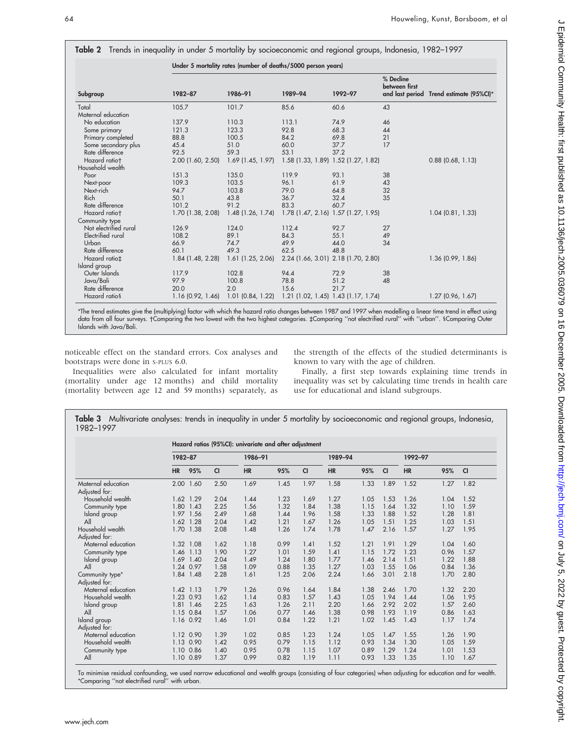**Table 2** Trends in inequality in under 5 mortality by socioeconomic and regional groups, Indonesia, 1982–1997

| | Under 5 mortality rates (number of deaths/5000 person years) | | | | | |
|---|---|---|---|---|---|---|
| Subgroup | 1982–87 | 1986–91 | 1989–94 | 1992–97 | % Decline between first and last period | Trend estimate (95%CI)* |
| Total | 105.7 | 101.7 | 85.6 | 60.6 | 43 | |
| Maternal education | | | | | | |
| No education | 137.9 | 110.3 | 113.1 | 74.9 | 46 | |
| Some primary | 121.3 | 123.3 | 92.8 | 68.3 | 44 | |
| Primary completed | 88.8 | 100.5 | 84.2 | 69.8 | 21 | |
| Some secondary plus | 45.4 | 51.0 | 60.0 | 37.7 | 17 | |
| Rate difference | 92.5 | 59.3 | 53.1 | 37.2 | | |
| Hazard ratio† | 2.00 (1.60, 2.50) | 1.69 (1.45, 1.97) | 1.58 (1.33, 1.89) | 1.52 (1.27, 1.82) | | 0.88 (0.68, 1.13) |
| Household wealth | | | | | | |
| Poor | 151.3 | 135.0 | 119.9 | 93.1 | 38 | |
| Next-poor | 109.3 | 103.5 | 96.1 | 61.9 | 43 | |
| Next-rich | 94.7 | 103.8 | 79.0 | 64.8 | 32 | |
| Rich | 50.1 | 43.8 | 36.7 | 32.4 | 35 | |
| Rate difference | 101.2 | 91.2 | 83.3 | 60.7 | | |
| Hazard ratio† | 1.70 (1.38, 2.08) | 1.48 (1.26, 1.74) | 1.78 (1.47, 2.16) | 1.57 (1.27, 1.95) | | 1.04 (0.81, 1.33) |
| Community type | | | | | | |
| Not electrified rural | 126.9 | 124.0 | 112.4 | 92.7 | 27 | |
| Electrified rural | 108.2 | 89.1 | 84.3 | 55.1 | 49 | |
| Urban | 66.9 | 74.7 | 49.9 | 44.0 | 34 | |
| Rate difference | 60.1 | 49.3 | 62.5 | 48.8 | | |
| Hazard ratio‡ | 1.84 (1.48, 2.28) | 1.61 (1.25, 2.06) | 2.24 (1.66, 3.01) | 2.18 (1.70, 2.80) | | 1.36 (0.99, 1.86) |
| Island group | | | | | | |
| Outer Islands | 117.9 | 102.8 | 94.4 | 72.9 | 38 | |
| Java/Bali | 97.9 | 100.8 | 78.8 | 51.2 | 48 | |
| Rate difference | 20.0 | 2.0 | 15.6 | 21.7 | | |
| Hazard ratio§ | 1.16 (0.92, 1.46) | 1.01 (0.84, 1.22) | 1.21 (1.02, 1.45) | 1.43 (1.17, 1.74) | | 1.27 (0.96, 1.67) |

*The trend estimates give the (multiplying) factor with which the hazard ratio changes between 1987 and 1997 when modelling a linear time trend in effect using data from all four surveys. †Comparing the two lowest with the two highest categories. ‡Comparing "not electrified rural" with "urban". §Comparing Outer Islands with Java/Bali.

noticeable effect on the standard errors. Cox analyses and bootstraps were done in S-PLUS 6.0.

Inequalities were also calculated for infant mortality (mortality under age 12 months) and child mortality (mortality between age 12 and 59 months) separately, as the strength of the effects of the studied determinants is known to vary with the age of children.

Finally, a first step towards explaining time trends in inequality was set by calculating time trends in health care use for educational and island subgroups.

**Table 3** Multivariate analyses: trends in inequality in under 5 mortality by socioeconomic and regional groups, Indonesia, 1982–1997

| | Hazard ratios (95%CI): univariate and after adjustment | | | | | | | | | | | |
|---|---|---|---|---|---|---|---|---|---|---|---|---|
| | 1982–87 | | | 1986–91 | | | 1989–94 | | | 1992–97 | | |
| | HR | 95% | CI | HR | 95% | CI | HR | 95% | CI | HR | 95% | CI |
| Maternal education | 2.00 | 1.60 | 2.50 | 1.69 | 1.45 | 1.97 | 1.58 | 1.33 | 1.89 | 1.52 | 1.27 | 1.82 |
| Adjusted for: | | | | | | | | | | | | |
| Household wealth | 1.62 | 1.29 | 2.04 | 1.44 | 1.23 | 1.69 | 1.27 | 1.05 | 1.53 | 1.26 | 1.04 | 1.52 |
| Community type | 1.80 | 1.43 | 2.25 | 1.56 | 1.32 | 1.84 | 1.38 | 1.15 | 1.64 | 1.32 | 1.10 | 1.59 |
| Island group | 1.97 | 1.56 | 2.49 | 1.68 | 1.44 | 1.96 | 1.58 | 1.33 | 1.88 | 1.52 | 1.28 | 1.81 |
| All | 1.62 | 1.28 | 2.04 | 1.42 | 1.21 | 1.67 | 1.26 | 1.05 | 1.51 | 1.25 | 1.03 | 1.51 |
| Household wealth | 1.70 | 1.38 | 2.08 | 1.48 | 1.26 | 1.74 | 1.78 | 1.47 | 2.16 | 1.57 | 1.27 | 1.95 |
| Adjusted for: | | | | | | | | | | | | |
| Maternal education | 1.32 | 1.08 | 1.62 | 1.18 | 0.99 | 1.41 | 1.52 | 1.21 | 1.91 | 1.29 | 1.04 | 1.60 |
| Community type | 1.46 | 1.13 | 1.90 | 1.27 | 1.01 | 1.59 | 1.41 | 1.15 | 1.72 | 1.23 | 0.96 | 1.57 |
| Island group | 1.69 | 1.40 | 2.04 | 1.49 | 1.24 | 1.80 | 1.77 | 1.46 | 2.14 | 1.51 | 1.22 | 1.88 |
| All | 1.24 | 0.97 | 1.58 | 1.09 | 0.88 | 1.35 | 1.27 | 1.03 | 1.55 | 1.06 | 0.84 | 1.36 |
| Community type* | 1.84 | 1.48 | 2.28 | 1.61 | 1.25 | 2.06 | 2.24 | 1.66 | 3.01 | 2.18 | 1.70 | 2.80 |
| Adjusted for: | | | | | | | | | | | | |
| Maternal education | 1.42 | 1.13 | 1.79 | 1.26 | 0.96 | 1.64 | 1.84 | 1.38 | 2.46 | 1.70 | 1.32 | 2.20 |
| Household wealth | 1.23 | 0.93 | 1.62 | 1.14 | 0.83 | 1.57 | 1.43 | 1.05 | 1.94 | 1.44 | 1.06 | 1.95 |
| Island group | 1.81 | 1.46 | 2.25 | 1.63 | 1.26 | 2.11 | 2.20 | 1.66 | 2.92 | 2.02 | 1.57 | 2.60 |
| All | 1.15 | 0.84 | 1.57 | 1.06 | 0.77 | 1.46 | 1.38 | 0.98 | 1.93 | 1.19 | 0.86 | 1.63 |
| Island group | 1.16 | 0.92 | 1.46 | 1.01 | 0.84 | 1.22 | 1.21 | 1.02 | 1.45 | 1.43 | 1.17 | 1.74 |
| Adjusted for: | | | | | | | | | | | | |
| Maternal education | 1.12 | 0.90 | 1.39 | 1.02 | 0.85 | 1.23 | 1.24 | 1.05 | 1.47 | 1.55 | 1.26 | 1.90 |
| Household wealth | 1.13 | 0.90 | 1.42 | 0.95 | 0.79 | 1.15 | 1.12 | 0.93 | 1.34 | 1.30 | 1.05 | 1.59 |
| Community type | 1.10 | 0.86 | 1.40 | 0.95 | 0.78 | 1.15 | 1.07 | 0.89 | 1.29 | 1.24 | 1.01 | 1.53 |
| All | 1.10 | 0.89 | 1.37 | 0.99 | 0.82 | 1.19 | 1.11 | 0.93 | 1.33 | 1.35 | 1.10 | 1.67 |

To minimise residual confounding, we used narrow educational and wealth groups (consisting of four categories) when adjusting for education and for wealth. *Comparing "not electrified rural" with urban.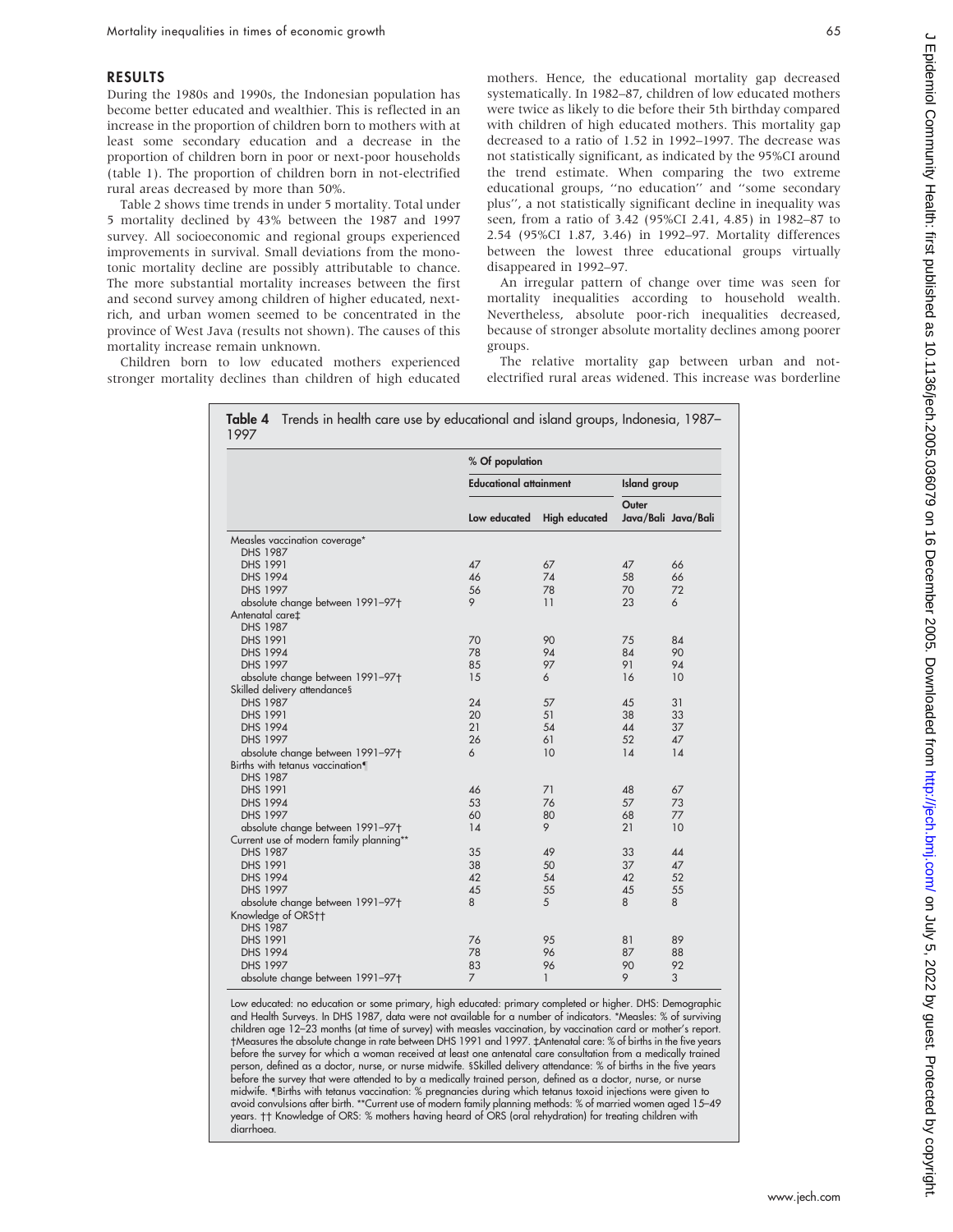## RESULTS

During the 1980s and 1990s, the Indonesian population has become better educated and wealthier. This is reflected in an increase in the proportion of children born to mothers with at least some secondary education and a decrease in the proportion of children born in poor or next-poor households (table 1). The proportion of children born in not-electrified rural areas decreased by more than 50%.

Table 2 shows time trends in under 5 mortality. Total under 5 mortality declined by 43% between the 1987 and 1997 survey. All socioeconomic and regional groups experienced improvements in survival. Small deviations from the monotonic mortality decline are possibly attributable to chance. The more substantial mortality increases between the first and second survey among children of higher educated, next-rich, and urban women seemed to be concentrated in the province of West Java (results not shown). The causes of this mortality increase remain unknown.

Children born to low educated mothers experienced stronger mortality declines than children of high educated mothers. Hence, the educational mortality gap decreased systematically. In 1982–87, children of low educated mothers were twice as likely to die before their 5th birthday compared with children of high educated mothers. This mortality gap decreased to a ratio of 1.52 in 1992–1997. The decrease was not statistically significant, as indicated by the 95%CI around the trend estimate. When comparing the two extreme educational groups, "no education" and "some secondary plus", a not statistically significant decline in inequality was seen, from a ratio of 3.42 (95%CI 2.41, 4.85) in 1982–87 to 2.54 (95%CI 1.87, 3.46) in 1992–97. Mortality differences between the lowest three educational groups virtually disappeared in 1992–97.

An irregular pattern of change over time was seen for mortality inequalities according to household wealth. Nevertheless, absolute poor-rich inequalities decreased, because of stronger absolute mortality declines among poorer groups.

The relative mortality gap between urban and not-electrified rural areas widened. This increase was borderline

**Table 4** Trends in health care use by educational and island groups, Indonesia, 1987–1997

| | % Of population | | | |
|---|---|---|---|---|
| | Educational attainment | | Island group | |
| | Low educated | High educated | Outer Java/Bali | Java/Bali |
| Measles vaccination coverage* | | | | |
| DHS 1987 | | | | |
| DHS 1991 | 47 | 67 | 47 | 66 |
| DHS 1994 | 46 | 74 | 58 | 66 |
| DHS 1997 | 56 | 78 | 70 | 72 |
| absolute change between 1991–97† | 9 | 11 | 23 | 6 |
| Antenatal care‡ | | | | |
| DHS 1987 | | | | |
| DHS 1991 | 70 | 90 | 75 | 84 |
| DHS 1994 | 78 | 94 | 84 | 90 |
| DHS 1997 | 85 | 97 | 91 | 94 |
| absolute change between 1991–97† | 15 | 6 | 16 | 10 |
| Skilled delivery attendance§ | | | | |
| DHS 1987 | 24 | 57 | 45 | 31 |
| DHS 1991 | 20 | 51 | 38 | 33 |
| DHS 1994 | 21 | 54 | 44 | 37 |
| DHS 1997 | 26 | 61 | 52 | 47 |
| absolute change between 1991–97† | 6 | 10 | 14 | 14 |
| Births with tetanus vaccination¶ | | | | |
| DHS 1987 | | | | |
| DHS 1991 | 46 | 71 | 48 | 67 |
| DHS 1994 | 53 | 76 | 57 | 73 |
| DHS 1997 | 60 | 80 | 68 | 77 |
| absolute change between 1991–97† | 14 | 9 | 21 | 10 |
| Current use of modern family planning** | | | | |
| DHS 1987 | 35 | 49 | 33 | 44 |
| DHS 1991 | 38 | 50 | 37 | 47 |
| DHS 1994 | 42 | 54 | 42 | 52 |
| DHS 1997 | 45 | 55 | 45 | 55 |
| absolute change between 1991–97† | 8 | 5 | 8 | 8 |
| Knowledge of ORS†† | | | | |
| DHS 1987 | | | | |
| DHS 1991 | 76 | 95 | 81 | 89 |
| DHS 1994 | 78 | 96 | 87 | 88 |
| DHS 1997 | 83 | 96 | 90 | 92 |
| absolute change between 1991–97† | 7 | 1 | 9 | 3 |

Low educated: no education or some primary, high educated: primary completed or higher. DHS: Demographic and Health Surveys. In DHS 1987, data were not available for a number of indicators. *Measles: % of surviving children age 12–23 months (at time of survey) with measles vaccination, by vaccination card or mother's report. †Measures the absolute change in rate between DHS 1991 and 1997. ‡Antenatal care: % of births in the five years before the survey for which a woman received at least one antenatal care consultation from a medically trained person, defined as a doctor, nurse, or nurse midwife. §Skilled delivery attendance: % of births in the five years before the survey that were attended to by a medically trained person, defined as a doctor, nurse, or nurse midwife. ¶Births with tetanus vaccination: % pregnancies during which tetanus toxoid injections were given to avoid convulsions after birth. **Current use of modern family planning methods: % of married women aged 15–49 years. †† Knowledge of ORS: % mothers having heard of ORS (oral rehydration) for treating children with diarrhoea.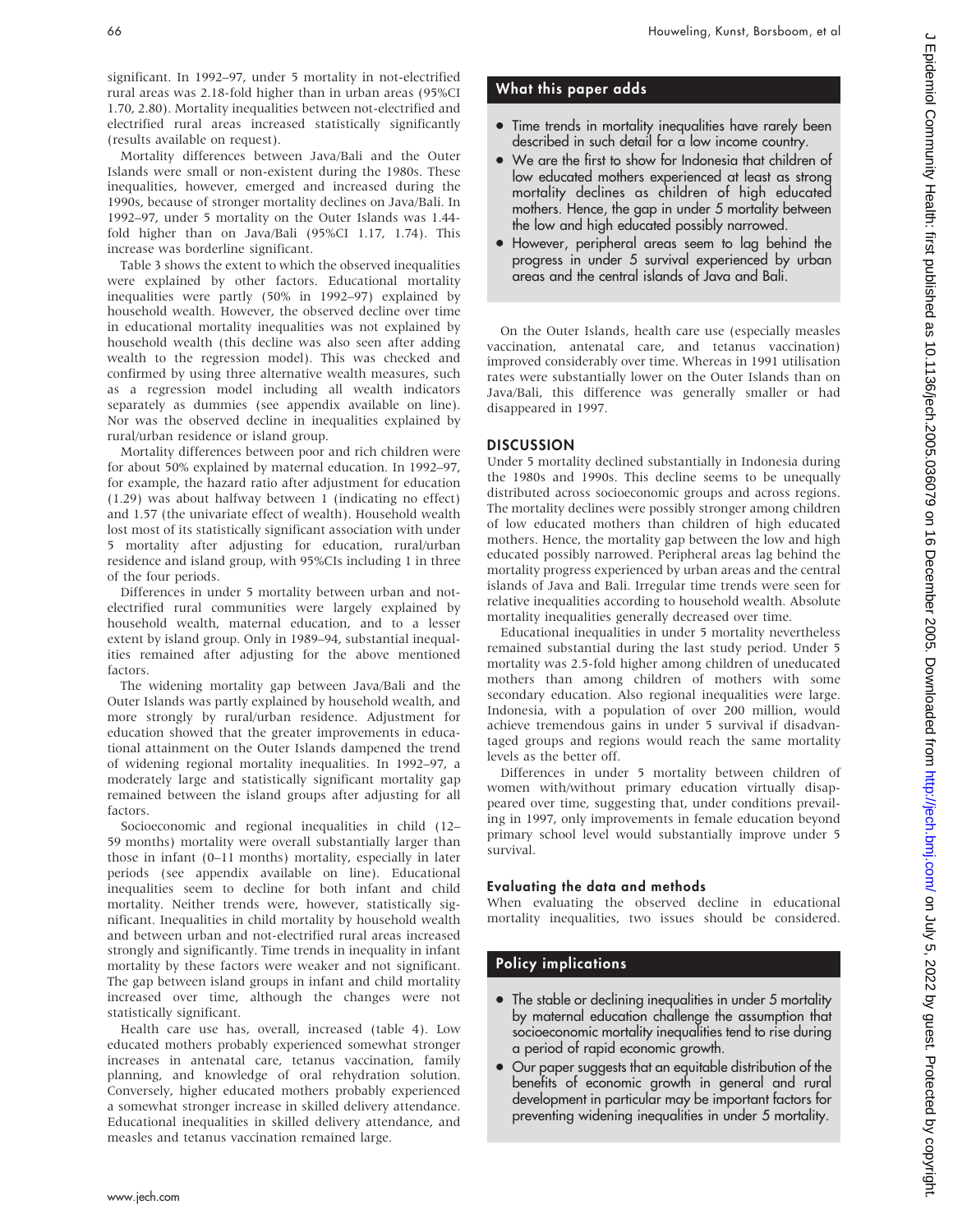significant. In 1992–97, under 5 mortality in not-electrified rural areas was 2.18-fold higher than in urban areas (95%CI 1.70, 2.80). Mortality inequalities between not-electrified and electrified rural areas increased statistically significantly (results available on request).

Mortality differences between Java/Bali and the Outer Islands were small or non-existent during the 1980s. These inequalities, however, emerged and increased during the 1990s, because of stronger mortality declines on Java/Bali. In 1992–97, under 5 mortality on the Outer Islands was 1.44-fold higher than on Java/Bali (95%CI 1.17, 1.74). This increase was borderline significant.

Table 3 shows the extent to which the observed inequalities were explained by other factors. Educational mortality inequalities were partly (50% in 1992–97) explained by household wealth. However, the observed decline over time in educational mortality inequalities was not explained by household wealth (this decline was also seen after adding wealth to the regression model). This was checked and confirmed by using three alternative wealth measures, such as a regression model including all wealth indicators separately as dummies (see appendix available on line). Nor was the observed decline in inequalities explained by rural/urban residence or island group.

Mortality differences between poor and rich children were for about 50% explained by maternal education. In 1992–97, for example, the hazard ratio after adjustment for education (1.29) was about halfway between 1 (indicating no effect) and 1.57 (the univariate effect of wealth). Household wealth lost most of its statistically significant association with under 5 mortality after adjusting for education, rural/urban residence and island group, with 95%CIs including 1 in three of the four periods.

Differences in under 5 mortality between urban and not-electrified rural communities were largely explained by household wealth, maternal education, and to a lesser extent by island group. Only in 1989–94, substantial inequalities remained after adjusting for the above mentioned factors.

The widening mortality gap between Java/Bali and the Outer Islands was partly explained by household wealth, and more strongly by rural/urban residence. Adjustment for education showed that the greater improvements in educational attainment on the Outer Islands dampened the trend of widening regional mortality inequalities. In 1992–97, a moderately large and statistically significant mortality gap remained between the island groups after adjusting for all factors.

Socioeconomic and regional inequalities in child (12–59 months) mortality were overall substantially larger than those in infant (0–11 months) mortality, especially in later periods (see appendix available on line). Educational inequalities seem to decline for both infant and child mortality. Neither trends were, however, statistically significant. Inequalities in child mortality by household wealth and between urban and not-electrified rural areas increased strongly and significantly. Time trends in inequality in infant mortality by these factors were weaker and not significant. The gap between island groups in infant and child mortality increased over time, although the changes were not statistically significant.

Health care use has, overall, increased (table 4). Low educated mothers probably experienced somewhat stronger increases in antenatal care, tetanus vaccination, family planning, and knowledge of oral rehydration solution. Conversely, higher educated mothers probably experienced a somewhat stronger increase in skilled delivery attendance. Educational inequalities in skilled delivery attendance, and measles and tetanus vaccination remained large.

On the Outer Islands, health care use (especially measles vaccination, antenatal care, and tetanus vaccination) improved considerably over time. Whereas in 1991 utilisation rates were substantially lower on the Outer Islands than on Java/Bali, this difference was generally smaller or had disappeared in 1997.

## What this paper adds

- Time trends in mortality inequalities have rarely been described in such detail for a low income country.
- We are the first to show for Indonesia that children of low educated mothers experienced at least as strong mortality declines as children of high educated mothers. Hence, the gap in under 5 mortality between the low and high educated possibly narrowed.
- However, peripheral areas seem to lag behind the progress in under 5 survival experienced by urban areas and the central islands of Java and Bali.

## DISCUSSION

Under 5 mortality declined substantially in Indonesia during the 1980s and 1990s. This decline seems to be unequally distributed across socioeconomic groups and across regions. The mortality declines were possibly stronger among children of low educated mothers than children of high educated mothers. Hence, the mortality gap between the low and high educated possibly narrowed. Peripheral areas lag behind the mortality progress experienced by urban areas and the central islands of Java and Bali. Irregular time trends were seen for relative inequalities according to household wealth. Absolute mortality inequalities generally decreased over time.

Educational inequalities in under 5 mortality nevertheless remained substantial during the last study period. Under 5 mortality was 2.5-fold higher among children of uneducated mothers than among children of mothers with some secondary education. Also regional inequalities were large. Indonesia, with a population of over 200 million, would achieve tremendous gains in under 5 survival if disadvantaged groups and regions would reach the same mortality levels as the better off.

Differences in under 5 mortality between children of women with/without primary education virtually disappeared over time, suggesting that, under conditions prevailing in 1997, only improvements in female education beyond primary school level would substantially improve under 5 survival.

### Evaluating the data and methods

When evaluating the observed decline in educational mortality inequalities, two issues should be considered.

## Policy implications

- The stable or declining inequalities in under 5 mortality by maternal education challenge the assumption that socioeconomic mortality inequalities tend to rise during a period of rapid economic growth.
- Our paper suggests that an equitable distribution of the benefits of economic growth in general and rural development in particular may be important factors for preventing widening inequalities in under 5 mortality.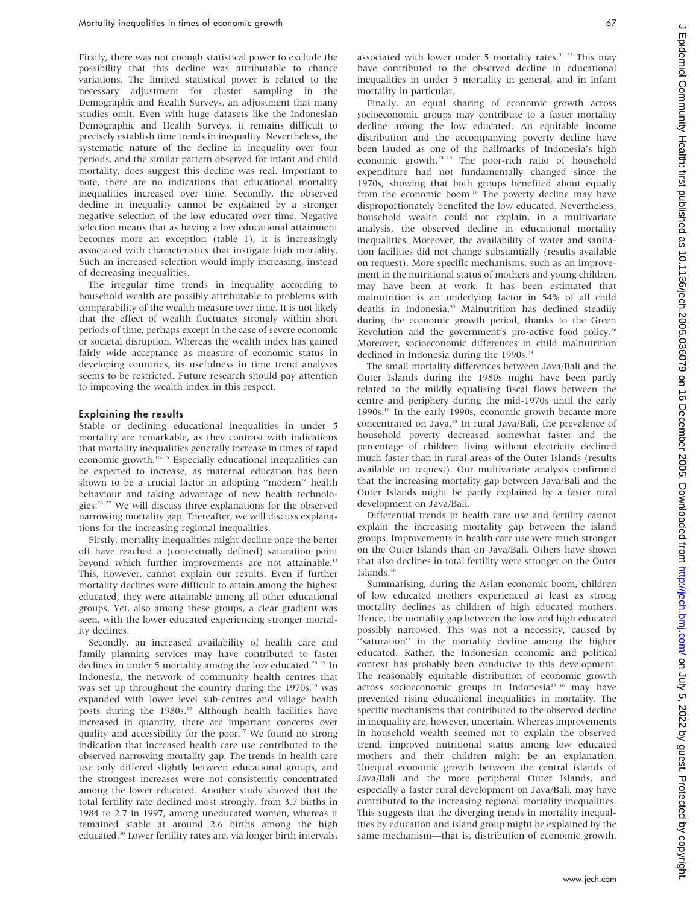Firstly, there was not enough statistical power to exclude the possibility that this decline was attributable to chance variations. The limited statistical power is related to the necessary adjustment for cluster sampling in the Demographic and Health Surveys, an adjustment that many studies omit. Even with huge datasets like the Indonesian Demographic and Health Surveys, it remains difficult to precisely establish time trends in inequality. Nevertheless, the systematic nature of the decline in inequality over four periods, and the similar pattern observed for infant and child mortality, does suggest this decline was real. Important to note, there are no indications that educational mortality inequalities increased over time. Secondly, the observed decline in inequality cannot be explained by a stronger negative selection of the low educated over time. Negative selection means that as having a low educational attainment becomes more an exception (table 1), it is increasingly associated with characteristics that instigate high mortality. Such an increased selection would imply increasing, instead of decreasing inequalities.

The irregular time trends in inequality according to household wealth are possibly attributable to problems with comparability of the wealth measure over time. It is not likely that the effect of wealth fluctuates strongly within short periods of time, perhaps except in the case of severe economic or societal disruption. Whereas the wealth index has gained fairly wide acceptance as measure of economic status in developing countries, its usefulness in time trend analyses seems to be restricted. Future research should pay attention to improving the wealth index in this respect.

### Explaining the results

Stable or declining educational inequalities in under 5 mortality are remarkable, as they contrast with indications that mortality inequalities generally increase in times of rapid economic growth.[10–13] Especially educational inequalities can be expected to increase, as maternal education has been shown to be a crucial factor in adopting "modern" health behaviour and taking advantage of new health technologies.[26 27] We will discuss three explanations for the observed narrowing mortality gap. Thereafter, we will discuss explanations for the increasing regional inequalities.

Firstly, mortality inequalities might decline once the better off have reached a (contextually defined) saturation point beyond which further improvements are not attainable.[11] This, however, cannot explain our results. Even if further mortality declines were difficult to attain among the highest educated, they were attainable among all other educational groups. Yet, also among these groups, a clear gradient was seen, with the lower educated experiencing stronger mortality declines.

Secondly, an increased availability of health care and family planning services may have contributed to faster declines in under 5 mortality among the low educated.[28 29] In Indonesia, the network of community health centres that was set up throughout the country during the 1970s,[15] was expanded with lower level sub-centres and village health posts during the 1980s.[17] Although health facilities have increased in quantity, there are important concerns over quality and accessibility for the poor.[17] We found no strong indication that increased health care use contributed to the observed narrowing mortality gap. The trends in health care use only differed slightly between educational groups, and the strongest increases were not consistently concentrated among the lower educated. Another study showed that the total fertility rate declined most strongly, from 3.7 births in 1984 to 2.7 in 1997, among uneducated women, whereas it remained stable at around 2.6 births among the high educated.[30] Lower fertility rates are, via longer birth intervals, associated with lower under 5 mortality rates.[31 32] This may have contributed to the observed decline in educational inequalities in under 5 mortality in general, and in infant mortality in particular.

Finally, an equal sharing of economic growth across socioeconomic groups may contribute to a faster mortality decline among the low educated. An equitable income distribution and the accompanying poverty decline have been lauded as one of the hallmarks of Indonesia's high economic growth.[15 16] The poor-rich ratio of household expenditure had not fundamentally changed since the 1970s, showing that both groups benefited about equally from the economic boom.[16] The poverty decline may have disproportionately benefited the low educated. Nevertheless, household wealth could not explain, in a multivariate analysis, the observed decline in educational mortality inequalities. Moreover, the availability of water and sanitation facilities did not change substantially (results available on request). More specific mechanisms, such as an improvement in the nutritional status of mothers and young children, may have been at work. It has been estimated that malnutrition is an underlying factor in 54% of all child deaths in Indonesia.[33] Malnutrition has declined steadily during the economic growth period, thanks to the Green Revolution and the government's pro-active food policy.[16] Moreover, socioeconomic differences in child malnutrition declined in Indonesia during the 1990s.[34]

The small mortality differences between Java/Bali and the Outer Islands during the 1980s might have been partly related to the mildly equalising fiscal flows between the centre and periphery during the mid-1970s until the early 1990s.[16] In the early 1990s, economic growth became more concentrated on Java.[15] In rural Java/Bali, the prevalence of household poverty decreased somewhat faster and the percentage of children living without electricity declined much faster than in rural areas of the Outer Islands (results available on request). Our multivariate analysis confirmed that the increasing mortality gap between Java/Bali and the Outer Islands might be partly explained by a faster rural development on Java/Bali.

Differential trends in health care use and fertility cannot explain the increasing mortality gap between the island groups. Improvements in health care use were much stronger on the Outer Islands than on Java/Bali. Others have shown that also declines in total fertility were stronger on the Outer Islands.[30]

Summarising, during the Asian economic boom, children of low educated mothers experienced at least as strong mortality declines as children of high educated mothers. Hence, the mortality gap between the low and high educated possibly narrowed. This was not a necessity, caused by "saturation" in the mortality decline among the higher educated. Rather, the Indonesian economic and political context has probably been conducive to this development. The reasonably equitable distribution of economic growth across socioeconomic groups in Indonesia[15 16] may have prevented rising educational inequalities in mortality. The specific mechanisms that contributed to the observed decline in inequality are, however, uncertain. Whereas improvements in household wealth seemed not to explain the observed trend, improved nutritional status among low educated mothers and their children might be an explanation. Unequal economic growth between the central islands of Java/Bali and the more peripheral Outer Islands, and especially a faster rural development on Java/Bali, may have contributed to the increasing regional mortality inequalities. This suggests that the diverging trends in mortality inequalities by education and island group might be explained by the same mechanism—that is, distribution of economic growth.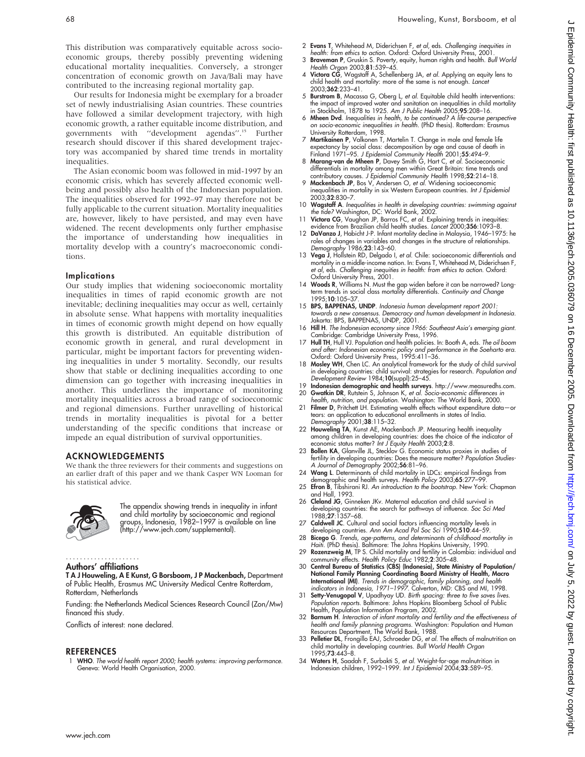This distribution was comparatively equitable across socioeconomic groups, thereby possibly preventing widening educational mortality inequalities. Conversely, a stronger concentration of economic growth on Java/Bali may have contributed to the increasing regional mortality gap.

Our results for Indonesia might be exemplary for a broader set of newly industrialising Asian countries. These countries have followed a similar development trajectory, with high economic growth, a rather equitable income distribution, and governments with "development agendas".[15] Further research should discover if this shared development trajectory was accompanied by shared time trends in mortality inequalities.

The Asian economic boom was followed in mid-1997 by an economic crisis, which has severely affected economic wellbeing and possibly also health of the Indonesian population. The inequalities observed for 1992–97 may therefore not be fully applicable to the current situation. Mortality inequalities are, however, likely to have persisted, and may even have widened. The recent developments only further emphasise the importance of understanding how inequalities in mortality develop with a country's macroeconomic conditions.

### Implications

Our study implies that widening socioeconomic mortality inequalities in times of rapid economic growth are not inevitable; declining inequalities may occur as well, certainly in absolute sense. What happens with mortality inequalities in times of economic growth might depend on how equally this growth is distributed. An equitable distribution of economic growth in general, and rural development in particular, might be important factors for preventing widening inequalities in under 5 mortality. Secondly, our results show that stable or declining inequalities according to one dimension can go together with increasing inequalities in another. This underlines the importance of monitoring mortality inequalities across a broad range of socioeconomic and regional dimensions. Further unravelling of historical trends in mortality inequalities is pivotal for a better understanding of the specific conditions that increase or impede an equal distribution of survival opportunities.

## ACKNOWLEDGEMENTS

We thank the three reviewers for their comments and suggestions on an earlier draft of this paper and we thank Casper WN Looman for his statistical advice.

The appendix showing trends in inequality in infant and child mortality by socioeconomic and regional groups, Indonesia, 1982–1997 is available on line (http://www.jech.com/supplemental).

### Authors' affiliations

**T A J Houweling, A E Kunst, G Borsboom, J P Mackenbach,** Department of Public Health, Erasmus MC University Medical Centre Rotterdam, Rotterdam, Netherlands

Funding: the Netherlands Medical Sciences Research Council (Zon/Mw) financed this study.

Conflicts of interest: none declared.

## REFERENCES

1. **WHO**. *The world health report 2000; health systems: improving performance.* Geneva: World Health Organisation, 2000.
2. **Evans T**, Whitehead M, Diderichsen F, *et al*, eds. *Challenging inequities in health: from ethics to action.* Oxford: Oxford University Press, 2001.
3. **Braveman P**, Gruskin S. Poverty, equity, human rights and health. *Bull World Health Organ* 2003;**81**:539–45.
4. **Victora CG**, Wagstaff A, Schellenberg JA, *et al*. Applying an equity lens to child health and mortality: more of the same is not enough. *Lancet* 2003;**362**:233–41.
5. **Burstrom B**, Macassa G, Oberg L, *et al*. Equitable child health interventions: the impact of improved water and sanitation on inequalities in child mortality in Stockholm, 1878 to 1925. *Am J Public Health* 2005;**95**:208–16.
6. **Mheen Dvd**. *Inequalities in health, to be continued? A life-course perspective on socio-economic inequalities in health.* (PhD thesis). Rotterdam: Erasmus University Rotterdam, 1998.
7. **Martikainen P**, Valkonen T, Martelin T. Change in male and female life expectancy by social class: decomposition by age and cause of death in Finland 1971–95. *J Epidemiol Community Health* 2001;**55**:494–9.
8. **Marang-van de Mheen P**, Davey Smith G, Hart C, *et al*. Socioeconomic differentials in mortality among men within Great Britain: time trends and contributory causes. *J Epidemiol Community Health* 1998;**52**:214–18.
9. **Mackenbach JP**, Bos V, Andersen O, *et al*. Widening socioeconomic inequalities in mortality in six Western European countries. *Int J Epidemiol* 2003;**32**:830–7.
10. **Wagstaff A**. *Inequalities in health in developing countries: swimming against the tide?* Washington, DC: World Bank, 2002.
11. **Victora CG**, Vaughan JP, Barros FC, *et al*. Explaining trends in inequities: evidence from Brazilian child health studies. *Lancet* 2000;**356**:1093–8.
12. **DaVanzo J**, Habicht J-P. Infant mortality decline in Malaysia, 1946–1975: he roles of changes in variables and changes in the structure of relationships. *Demography* 1986;**23**:143–60.
13. **Vega J**, Hollstein RD, Delgado I, *et al*. Chile: socioeconomic differentials and mortality in a middle-income nation. In: Evans T, Whitehead M, Diderichsen F, *et al*, eds. *Challenging inequities in health: from ethics to action.* Oxford: Oxford University Press, 2001.
14. **Woods R**, Williams N. Must the gap widen before it can be narrowed? Long-term trends in social class mortality differentials. *Continuity and Change* 1995;**10**:105–37.
15. **BPS, BAPPENAS, UNDP**. *Indonesia human development report 2001: towards a new consensus. Democracy and human development in Indonesia.* Jakarta: BPS, BAPPENAS, UNDP, 2001.
16. **Hill H**. *The Indonesian economy since 1966: Southeast Asia's emerging giant.* Cambridge: Cambridge University Press, 1996.
17. **Hull TH**, Hull VJ. Population and health policies. In: Booth A, eds. *The oil boom and after: Indonesian economic policy and performance in the Soeharto era.* Oxford: Oxford University Press, 1995:411–36.
18. **Mosley WH**, Chen LC. An analytical framework for the study of child survival in developing countries: child survival: strategies for research. *Population and Development Review* 1984;**10**(suppl):25–45.
19. **Indonesian demographic and health surveys**. http://www.measuredhs.com.
20. **Gwatkin DR**, Rutstein S, Johnson K, *et al*. *Socio-economic differences in health, nutrition, and population.* Washington: The World Bank, 2000.
21. **Filmer D**, Pritchett LH. Estimating wealth effects without expenditure data—or tears: an application to educational enrollments in states of India. *Demography* 2001;**38**:115–32.
22. **Houweling TA**, Kunst AE, Mackenbach JP. Measuring health inequality among children in developing countries: does the choice of the indicator of economic status matter? *Int J Equity Health* 2003;**2**:8.
23. **Bollen KA**, Glanville JL, Stecklov G. Economic status proxies in studies of fertility in developing countries: Does the measure matter? *Population Studies-A Journal of Demography* 2002;**56**:81–96.
24. **Wang L**. Determinants of child mortality in LDCs: empirical findings from demographic and health surveys. *Health Policy* 2003;**65**:277–99.
25. **Efron B**, Tibshirani RJ. *An introduction to the bootstrap.* New York: Chapman and Hall, 1993.
26. **Cleland JG**, Ginneken JKv. Maternal education and child survival in developing countries: the search for pathways of influence. *Soc Sci Med* 1988;**27**:1357–68.
27. **Caldwell JC**. Cultural and social factors influencing mortality levels in developing countries. *Ann Am Acad Pol Soc Sci* 1990;**510**:44–59.
28. **Bicego G**. *Trends, age-patterns, and determinants of childhood mortality in Haiti.* (PhD thesis). Baltimore: The Johns Hopkins University, 1990.
29. **Rozenzweig M**, TP S. Child mortality and fertility in Colombia: individual and community effects. *Health Policy Educ* 1982;**2**:305–48.
30. **Central Bureau of Statistics (CBS) (Indonesia), State Ministry of Population/National Family Planning Coordinating Board Ministry of Health, Macro International (MI)**. *Trends in demographic, family planning, and health indicators in Indonesia, 1971–1997.* Calverton, MD: CBS and MI, 1998.
31. **Setty-Venugopal V**, Upadhyay UD. *Birth spacing: three to five saves lives. Population reports.* Baltimore: Johns Hopkins Bloomberg School of Public Health, Population Information Program, 2002.
32. **Barnum H**. *Interaction of infant mortality and fertility and the effectiveness of health and family planning programs.* Washington: Population and Human Resources Department, The World Bank, 1988.
33. **Pelletier DL**, Frongillo EAJ, Schroeder DG, *et al*. The effects of malnutrition on child mortality in developing countries. *Bull World Health Organ* 1995;**73**:443–8.
34. **Waters H**, Saadah F, Surbakti S, *et al*. Weight-for-age malnutrition in Indonesian children, 1992–1999. *Int J Epidemiol* 2004;**33**:589–95.